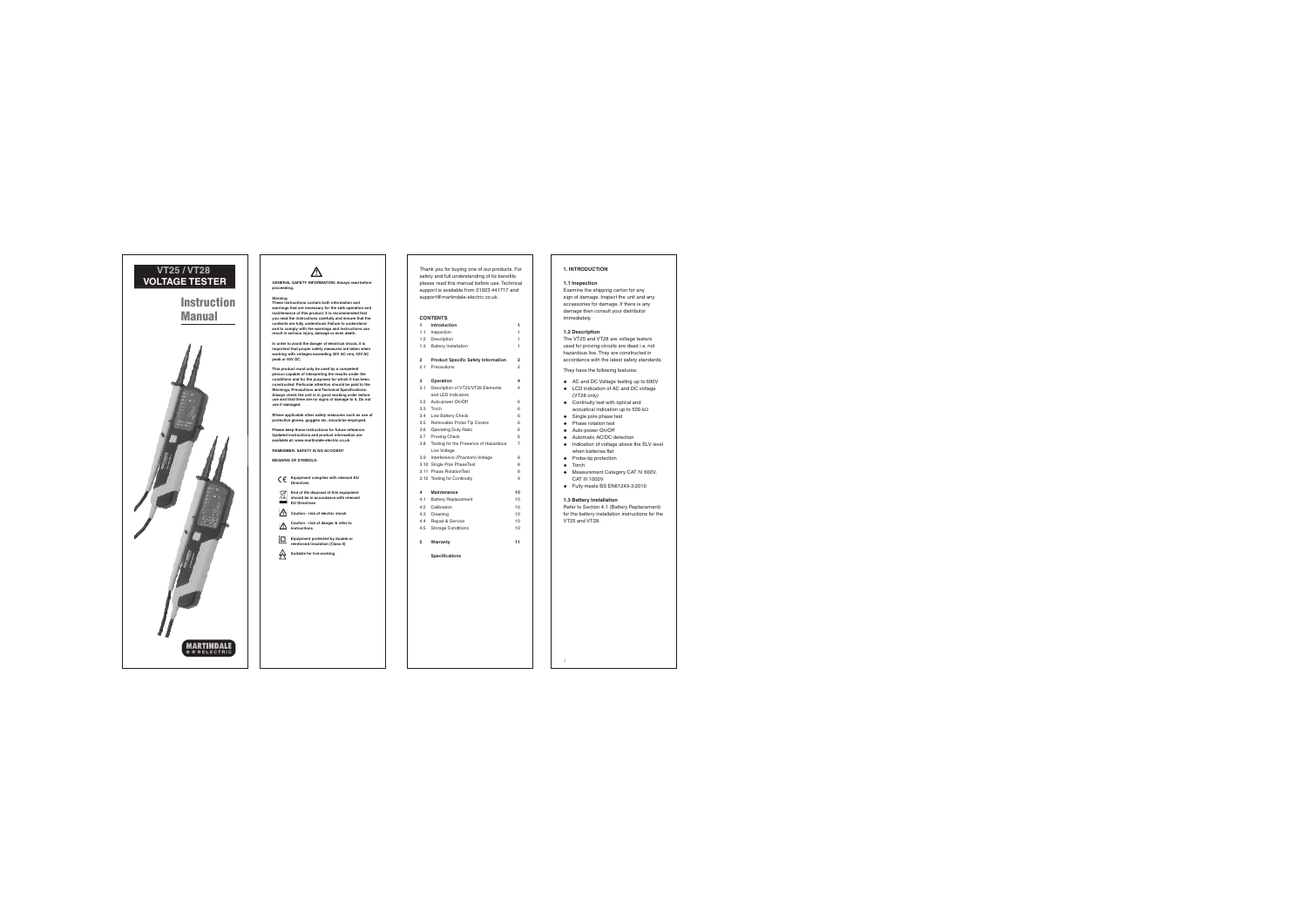# VT25 / VT28 VOLTAGE TESTER

# Instruction Manual

MARTINDALE ELECTRIC

**GENERAL SAFETY INFORMATION: Always read before proceeding.**

**Warning**
**These instructions contain both information and warnings that are necessary for the safe operation and maintenance of this product. It is recommended that you read the instructions carefully and ensure that the contents are fully understood. Failure to understand and to comply with the warnings and instructions can result in serious injury, damage or even death.**

**In order to avoid the danger of electrical shock, it is important that proper safety measures are taken when working with voltages exceeding 30V AC rms, 42V AC peak or 60V DC.**

**This product must only be used by a competent person capable of interpreting the results under the conditions and for the purposes for which it has been constructed. Particular attention should be paid to the Warnings, Precautions and Technical Specifications. Always check the unit is in good working order before use and that there are no signs of damage to it. Do not use if damaged.**

**Where applicable other safety measures such as use of protective gloves, goggles etc. should be employed.**

**Please keep these instructions for future reference. Updated instructions and product information are available at: www.martindale-electric.co.uk**

**REMEMBER: SAFETY IS NO ACCIDENT**

**MEANING OF SYMBOLS:**

- **Equipment complies with relevant EU Directives**
- **End of life disposal of this equipment should be in accordance with relevant EU Directives**
- **Caution - risk of electric shock**
- **Caution - risk of danger & refer to instructions**
- **Equipment protected by double or reinforced insulation (Class II)**
- **Suitable for live working**

Thank you for buying one of our products. For safety and full understanding of its benefits please read this manual before use. Technical support is available from 01923 441717 and support@martindale-electric.co.uk.

## CONTENTS

| | | |
|---|---|---|
| **1** | **Introduction** | **1** |
| 1.1 | Inspection | 1 |
| 1.2 | Description | 1 |
| 1.3 | Battery Installation | 1 |
| **2** | **Product Specific Safety Information** | **2** |
| 2.1 | Precautions | 2 |
| **3** | **Operation** | **4** |
| 3.1 | Description of VT25/VT28 Elements and LED Indicators | 4 |
| 3.2 | Auto-power On/Off | 6 |
| 3.3 | Torch | 6 |
| 3.4 | Low Battery Check | 6 |
| 3.5 | Removable Probe Tip Covers | 6 |
| 3.6 | Operating Duty Ratio | 6 |
| 3.7 | Proving Check | 6 |
| 3.8 | Testing for the Presence of Hazardous Live Voltage | 7 |
| 3.9 | Interference (Phantom) Voltage | 8 |
| 3.10 | Single Pole PhaseTest | 8 |
| 3.11 | Phase RotationTest | 8 |
| 3.12 | Testing for Continuity | 9 |
| **4** | **Maintenance** | **10** |
| 4.1 | Battery Replacement | 10 |
| 4.2 | Calibration | 10 |
| 4.3 | Cleaning | 10 |
| 4.4 | Repair & Service | 10 |
| 4.5 | Storage Conditions | 10 |
| **5** | **Warranty** | **11** |
| | **Specifications** | |

**1. INTRODUCTION**

**1.1 Inspection**
Examine the shipping carton for any sign of damage. Inspect the unit and any accessories for damage. If there is any damage then consult your distributor immediately.

**1.2 Description**
The VT25 and VT28 are voltage testers used for proving circuits are dead i.e. not hazardous live. They are constructed in accordance with the latest safety standards.

They have the following features:

- AC and DC Voltage testing up to 690V
- LCD indication of AC and DC voltage (VT28 only)
- Continuity test with optical and acoustical indication up to 500 kΩ
- Single pole phase test
- Phase rotation test
- Auto-power On/Off
- Automatic AC/DC detection
- Indication of voltage above the ELV level when batteries flat
- Probe-tip protection
- Torch
- Measurement Category CAT IV 600V, CAT III 1000V
- Fully meets BS EN61243-3:2010

**1.3 Battery Installation**
Refer to Section 4.1 (Battery Replacement) for the battery installation instructions for the VT25 and VT28.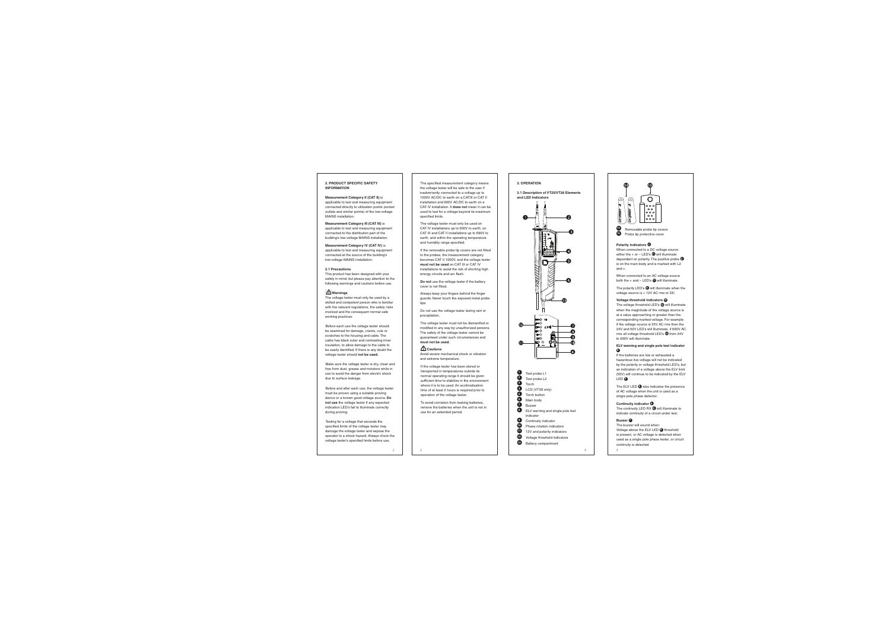## 2. PRODUCT SPECIFIC SAFETY INFORMATION

**Measurement Category II (CAT II)** is applicable to test and measuring equipment connected directly to utilization points (socket outlets and similar points) of the low-voltage MAINS installation.

**Measurement Category III (CAT III)** is applicable to test and measuring equipment connected to the distribution part of the building's low-voltage MAINS installation.

**Measurement Category IV (CAT IV)** is applicable to test and measuring equipment connected at the source of the building's low-voltage MAINS installation.

### 2.1 Precautions

This product has been designed with your safety in mind, but please pay attention to the following warnings and cautions before use.

#### ⚠ Warnings

The voltage tester must only be used by a skilled and competent person who is familiar with the relevant regulations, the safety risks involved and the consequent normal safe working practices.

Before each use the voltage tester should be examined for damage, cracks, cuts or scratches to the housing and cable. The cable has black outer and contrasting inner insulation, to allow damage to the cable to be easily identified. If there is any doubt the voltage tester should **not be used.**

Make sure the voltage tester is dry, clean and free from dust, grease and moisture while in use to avoid the danger from electric shock due to surface leakage.

Before and after each use, the voltage tester must be proven using a suitable proving device or a known good voltage source. **Do not use** the voltage tester if any expected indication LED's fail to illuminate correctly during proving.

Testing for a voltage that exceeds the specified limits of the voltage tester may damage the voltage tester and expose the operator to a shock hazard. Always check the voltage tester's specified limits before use.

The specified measurement category means the voltage tester will be safe to the user if inadvertently connected to a voltage up to 1000V AC/DC to earth on a CATIII or CAT II installation and 600V AC/DC to earth on a CAT IV installation. It **does not** mean it can be used to test for a voltage beyond its maximum specified limits.

The voltage tester must only be used on CAT IV installations up to 600V to earth, on CAT III and CAT II installations up to 690V to earth, and within the operating temperature and humidity range specified.

If the removable probe tip covers are not fitted to the probes, the measurement category becomes CAT II 1000V, and the voltage tester **must not be used** on CAT III or CAT IV installations to avoid the risk of shorting high energy circuits and arc flash.

**Do not** use the voltage tester if the battery cover is not fitted.

Always keep your fingers behind the finger guards. Never touch the exposed metal probe tips.

Do not use the voltage tester during rain or precipitation.

The voltage tester must not be dismantled or modified in any way by unauthorized persons. The safety of the voltage tester cannot be guaranteed under such circumstances and **must not be used.**

#### ⚠ Cautions

Avoid severe mechanical shock or vibration and extreme temperature.

If the voltage tester has been stored or transported in temperatures outside its normal operating range it should be given sufficient time to stabilise in the environment where it is to be used. An acclimatisation time of at least 2 hours is required prior to operation of the voltage tester.

To avoid corrosion from leaking batteries, remove the batteries when the unit is not in use for an extended period.

## 3. OPERATION

### 3.1 Description of VT25/VT28 Elements and LED Indicators

1. Test probe L1
2. Test probe L2
3. Torch
4. LCD (VT28 only)
5. Torch button
6. Main body
7. Buzzer
8. ELV warning and single pole test indicator
9. Continuity indicator
10. Phase rotation indicators
11. 12V and polarity indicators
12. Voltage threshold indicators
13. Battery compartment
14. Removable probe tip covers
15. Probe tip protective cover

#### Polarity indicators ⑪

When connected to a DC voltage source either the + or – LED's ⑪ will illuminate dependant on polarity. The positive probe ② is on the main body and is marked with L2 and +.

When connected to an AC voltage source both the + and – LED's ⑪ will illuminate.

The polarity LED's ⑪ will illuminate when the voltage source is ≥ 12V AC rms or DC.

#### Voltage threshold indicators ⑫

The voltage threshold LED's ⑫ will illuminate when the magnitude of the voltage source is at a value approaching or greater than the corresponding marked voltage. For example if the voltage source is 55V AC rms then the 24V and 50V LED's will illuminate, if 690V AC rms all voltage threshold LED's ⑫ from 24V to 690V will illuminate.

#### ELV warning and single pole test indicator ⑧

If the batteries are low or exhausted a hazardous live voltage will not be indicated by the polarity or voltage threshold LED's, but an indication of a voltage above the ELV limit (50V) will continue to be indicated by the ELV LED ⑧.

The ELV LED ⑧ also indicates the presence of AC voltage when the unit is used as a single pole phase detector.

#### Continuity indicator ⑨

The continuity LED RX ⑨ will illuminate to indicate continuity of a circuit under test.

#### Buzzer ⑦

The buzzer will sound when:
Voltage above the ELV LED ⑧ threshold is present, or AC voltage is detected when used as a single pole phase tester, or circuit continuity is detected.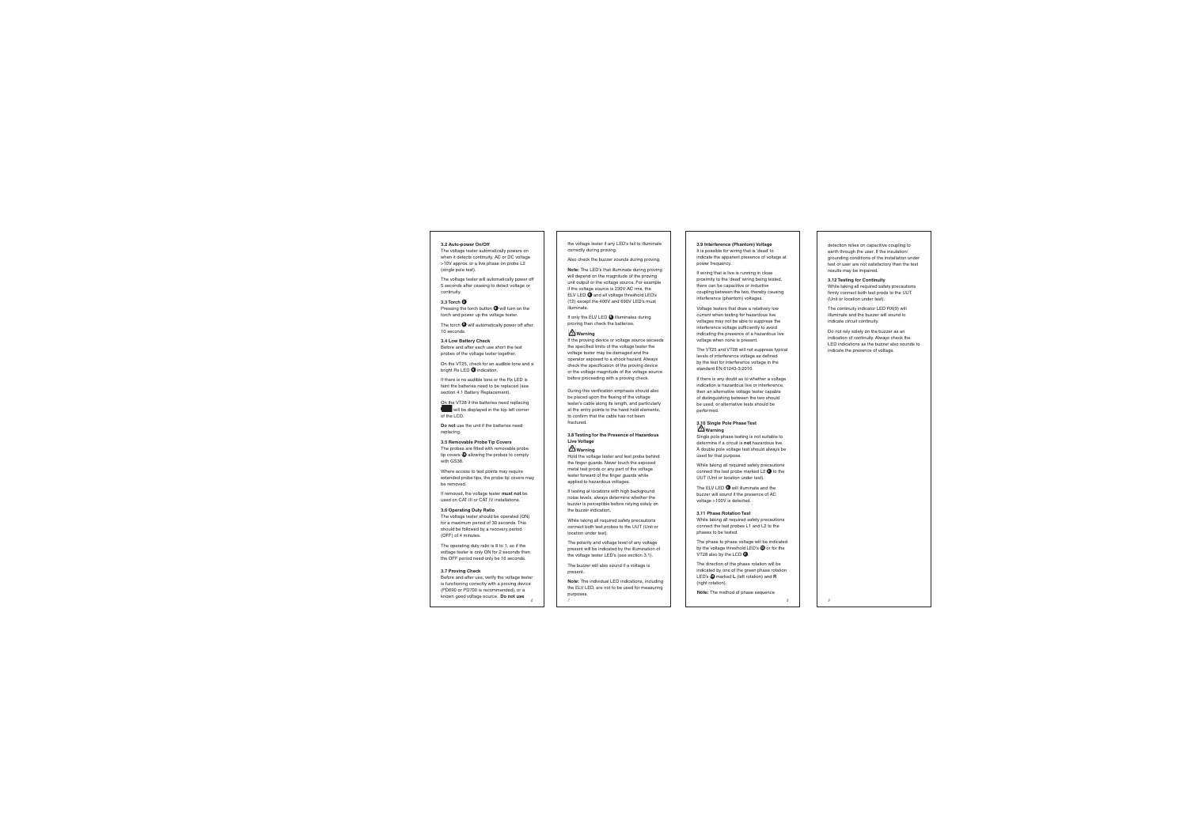### 3.2 Auto-power On/Off

The voltage tester automatically powers on when it detects continuity, AC or DC voltage >10V approx. or a live phase on probe L2 (single pole test).

The voltage tester will automatically power off 5 seconds after ceasing to detect voltage or continuity.

### 3.3 Torch

Pressing the torch button will turn on the torch and power up the voltage tester.

The torch will automatically power off after 10 seconds.

### 3.4 Low Battery Check

Before and after each use short the test probes of the voltage tester together.

On the VT25, check for an audible tone and a bright Rx LED indication.

If there is no audible tone or the Rx LED is faint the batteries need to be replaced (see section 4.1 Battery Replacement).

On the VT28 if the batteries need replacing will be displayed in the top left corner of the LCD.

**Do not** use the unit if the batteries need replacing.

### 3.5 Removable Probe Tip Covers

The probes are fitted with removable probe tip covers allowing the probes to comply with GS38.

Where access to test points may require extended probe tips, the probe tip covers may be removed.

If removed, the voltage tester **must not** be used on CAT III or CAT IV installations.

### 3.6 Operating Duty Ratio

The voltage tester should be operated (ON) for a maximum period of 30 seconds. This should be followed by a recovery period (OFF) of 4 minutes.

The operating duty ratio is 8 to 1, so if the voltage tester is only ON for 2 seconds then the OFF period need only be 16 seconds.

### 3.7 Proving Check

Before and after use, verify the voltage tester is functioning correctly with a proving device (PD690 or PD700 is recommended), or a known good voltage source. **Do not use** the voltage tester if any LED's fail to illuminate correctly during proving.

Also check the buzzer sounds during proving.

**Note:** The LED's that illuminate during proving will depend on the magnitude of the proving unit output or the voltage source. For example if the voltage source is 230V AC rms, the ELV LED and all voltage threshold LED's (12) except the 400V and 690V LED's must illuminate.

If only the ELV LED illuminates during proving then check the batteries.

**⚠ Warning**

If the proving device or voltage source exceeds the specified limits of the voltage tester the voltage tester may be damaged and the operator exposed to a shock hazard. Always check the specification of the proving device or the voltage magnitude of the voltage source before proceeding with a proving check.

During this verification emphasis should also be placed upon the flexing of the voltage tester's cable along its length, and particularly at the entry points to the hand held elements, to confirm that the cable has not been fractured.

### 3.8 Testing for the Presence of Hazardous Live Voltage

**⚠ Warning**

Hold the voltage tester and test probe behind the finger guards. Never touch the exposed metal test prods or any part of the voltage tester forward of the finger guards while applied to hazardous voltages.

If testing at locations with high background noise levels, always determine whether the buzzer is perceptible before relying solely on the buzzer indication.

While taking all required safety precautions connect both test probes to the UUT (Unit or location under test).

The polarity and voltage level of any voltage present will be indicated by the illumination of the voltage tester LED's (see section 3.1).

The buzzer will also sound if a voltage is present.

**Note:** The individual LED indications, including the ELV LED, are not to be used for measuring purposes.

### 3.9 Interference (Phantom) Voltage

It is possible for wiring that is 'dead' to indicate the apparent presence of voltage at power frequency.

If wiring that is live is running in close proximity to the 'dead' wiring being tested, there can be capacitive or inductive coupling between the two, thereby causing interference (phantom) voltages.

Voltage testers that draw a relatively low current when testing for hazardous live voltages may not be able to suppress the interference voltage sufficiently to avoid indicating the presence of a hazardous live voltage when none is present.

The VT25 and VT28 will not suppress typical levels of interference voltage as defined by the test for interference voltage in the standard EN 61243-3:2010.

If there is any doubt as to whether a voltage indication is hazardous live or interference, then an alternative voltage tester capable of distinguishing between the two should be used, or alternative tests should be performed.

### 3.10 Single Pole Phase Test

**⚠ Warning**

Single pole phase testing is not suitable to determine if a circuit is **not** hazardous live. A double pole voltage test should always be used for that purpose.

While taking all required safety precautions connect the test probe marked L2 to the UUT (Unit or location under test).

The ELV LED will illuminate and the buzzer will sound if the presence of AC voltage >100V is detected.

### 3.11 Phase Rotation Test

While taking all required safety precautions connect the test probes L1 and L2 to the phases to be tested.

The phase to phase voltage will be indicated by the voltage threshold LED's or for the VT28 also by the LCD.

The direction of the phase rotation will be indicated by one of the green phase rotation LED's marked **L** (left rotation) and **R** (right rotation).

**Note:** The method of phase sequence detection relies on capacitive coupling to earth through the user. If the insulation/grounding conditions of the installation under test or user are not satisfactory then the test results may be impaired.

### 3.12 Testing for Continuity

While taking all required safety precautions firmly connect both test prods to the UUT (Unit or location under test).

The continuity indicator LED RX(9) will illuminate and the buzzer will sound to indicate circuit continuity.

Do not rely solely on the buzzer as an indication of continuity. Always check the LED indications as the buzzer also sounds to indicate the presence of voltage.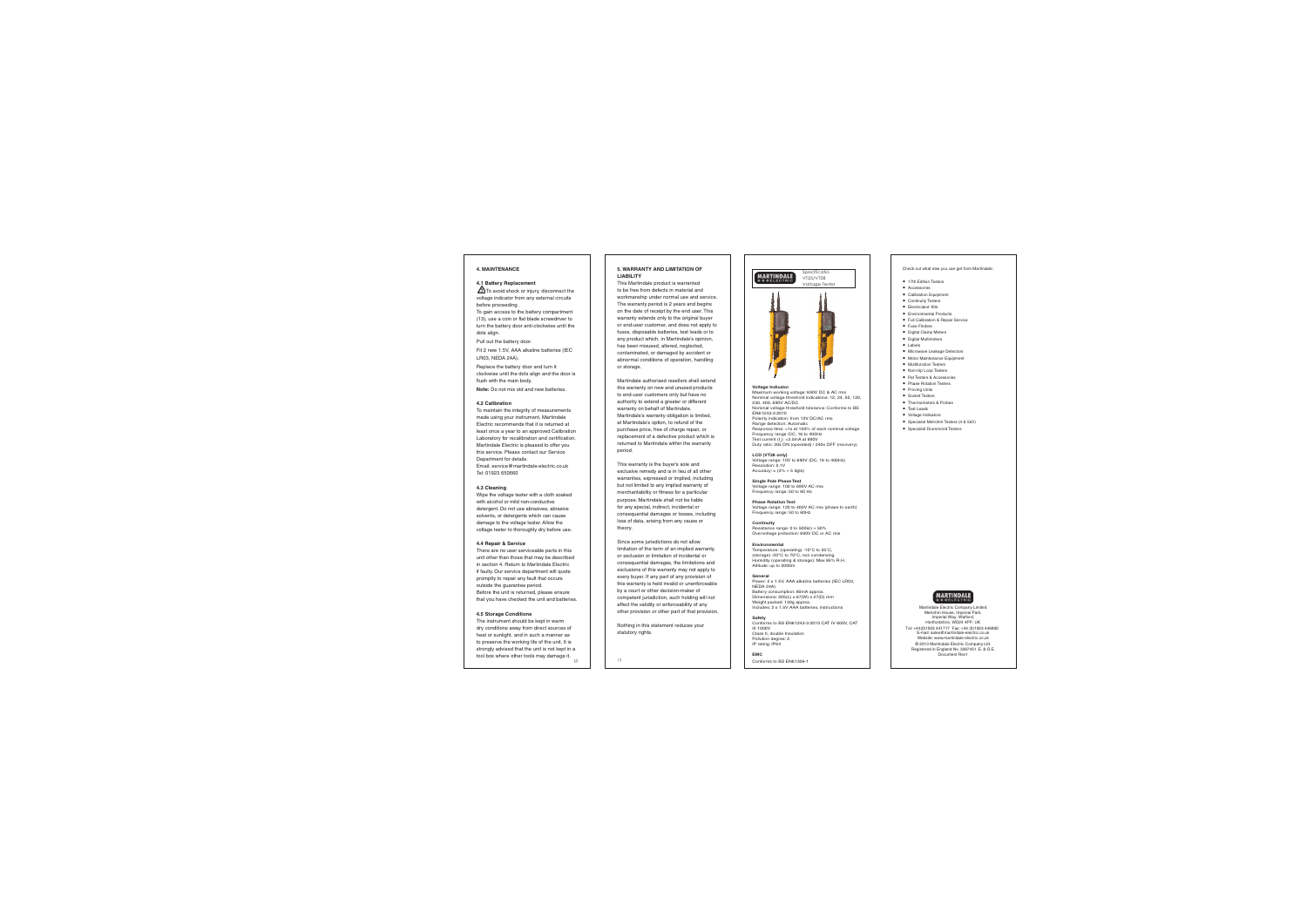## 4. MAINTENANCE

### 4.1 Battery Replacement

⚠ To avoid shock or injury, disconnect the voltage indicator from any external circuits before proceeding.

To gain access to the battery compartment (13), use a coin or flat blade screwdriver to turn the battery door anti-clockwise until the dots align.

Pull out the battery door.

Fit 2 new 1.5V, AAA alkaline batteries (IEC LR03, NEDA 24A).

Replace the battery door and turn it clockwise until the dots align and the door is flush with the main body.

**Note:** Do not mix old and new batteries.

### 4.2 Calibration

To maintain the integrity of measurements made using your instrument, Martindale Electric recommends that it is returned at least once a year to an approved Calibration Laboratory for recalibration and certification. Martindale Electric is pleased to offer you this service. Please contact our Service Department for details.
Email: service@martindale-electric.co.uk
Tel: 01923 650660

### 4.3 Cleaning

Wipe the voltage tester with a cloth soaked with alcohol or mild non-conductive detergent. Do not use abrasives, abrasive solvents, or detergents which can cause damage to the voltage tester. Allow the voltage tester to thoroughly dry before use.

### 4.4 Repair & Service

There are no user serviceable parts in this unit other than those that may be described in section 4. Return to Martindale Electric if faulty. Our service department will quote promptly to repair any fault that occurs outside the guarantee period.
Before the unit is returned, please ensure that you have checked the unit and batteries.

### 4.5 Storage Conditions

The instrument should be kept in warm dry conditions away from direct sources of heat or sunlight, and in such a manner as to preserve the working life of the unit. It is strongly advised that the unit is not kept in a tool box where other tools may damage it.

## 5. WARRANTY AND LIMITATION OF LIABILITY

This Martindale product is warranted to be free from defects in material and workmanship under normal use and service. The warranty period is 2 years and begins on the date of receipt by the end user. This warranty extends only to the original buyer or end-user customer, and does not apply to fuses, disposable batteries, test leads or to any product which, in Martindale's opinion, has been misused, altered, neglected, contaminated, or damaged by accident or abnormal conditions of operation, handling or storage.

Martindale authorised resellers shall extend this warranty on new and unused products to end-user customers only but have no authority to extend a greater or different warranty on behalf of Martindale. Martindale's warranty obligation is limited, at Martindale's option, to refund of the purchase price, free of charge repair, or replacement of a defective product which is returned to Martindale within the warranty period.

This warranty is the buyer's sole and exclusive remedy and is in lieu of all other warranties, expressed or implied, including but not limited to any implied warranty of merchantability or fitness for a particular purpose. Martindale shall not be liable for any special, indirect, incidental or consequential damages or losses, including loss of data, arising from any cause or theory.

Since some jurisdictions do not allow limitation of the term of an implied warranty, or exclusion or limitation of incidental or consequential damages, the limitations and exclusions of this warranty may not apply to every buyer. If any part of any provision of this warranty is held invalid or unenforceable by a court or other decision-maker of competent jurisdiction, such holding will not affect the validity or enforceability of any other provision or other part of that provision.

Nothing in this statement reduces your statutory rights.

MARTINDALE ELECTRIC

Specification
VT25/VT28
Voltage Tester

**Voltage Indicator**
Maximum working voltage: 690V DC & AC rms
Nominal voltage threshold indications: 12, 24, 50, 120, 230, 400, 690V AC/DC
Nominal voltage threshold tolerance: Conforms to BS EN61243-3:2010
Polarity indication: from 12V DC/AC rms
Range detection: Automatic
Response time: <1s at 100% of each nominal voltage
Frequency range: DC, 16 to 400Hz
Test current ($I_s$): <3.5mA at 690V
Duty ratio: 30s ON (operated) / 240s OFF (recovery)

**LCD (VT28 only)**
Voltage range: 10V to 690V (DC, 16 to 400Hz)
Resolution: 0.1V
Accuracy: ± (3% + 5 dgts)

**Single Pole Phase Test**
Voltage range: 100 to 690V AC rms
Frequency range: 50 to 60 Hz

**Phase Rotation Test**
Voltage range: 120 to 400V AC rms (phase to earth)
Frequency range: 50 to 60Hz

**Continuity**
Resistance range: 0 to 500kΩ + 50%
Overvoltage protection: 690V DC or AC rms

**Environmental**
Temperature: (operating) -10°C to 55°C, (storage) -20°C to 70°C, non condensing
Humidity (operating & storage): Max 95% R.H.
Altitude: up to 2000m

**General**
Power: 2 x 1.5V, AAA alkaline batteries (IEC LR03, NEDA 24A)
Battery consumption: 60mA approx.
Dimensions: 205(L) x 67(W) x 37(D) mm
Weight packed: 135g approx.
Includes: 2 x 1.5V AAA batteries, instructions

**Safety**
Conforms to BS EN61243-3:2010 CAT IV 600V, CAT III 1000V
Class II, double insulation
Pollution degree: 2
IP rating: IP64

**EMC**
Conforms to BS EN61326-1

Check out what else you can get from Martindale:

- 17th Edition Testers
- Accessories
- Calibration Equipment
- Continuity Testers
- Electricians' Kits
- Environmental Products
- Full Calibration & Repair Service
- Fuse Finders
- Digital Clamp Meters
- Digital Multimeters
- Labels
- Microwave Leakage Detectors
- Motor Maintenance Equipment
- Multifunction Testers
- Non-trip Loop Testers
- Pat Testers & Accessories
- Phase Rotation Testers
- Proving Units
- Socket Testers
- Thermometers & Probes
- Test Leads
- Voltage Indicators
- Specialist Metrohm Testers (4 & 5kV)
- Specialist Drummond Testers

MARTINDALE ELECTRIC

Martindale Electric Company Limited
Metrohm House, Imperial Park,
Imperial Way, Watford,
Hertfordshire, WD24 4PP, UK
Tel: +44(0)1923 441717 Fax: +44 (0)1923 446900
E-mail: sales@martindale-electric.co.uk
Website: www.martindale-electric.co.uk
© 2013 Martindale Electric Company Ltd.
Registered in England No. 3387451. E. & O.E.
Document Rev1